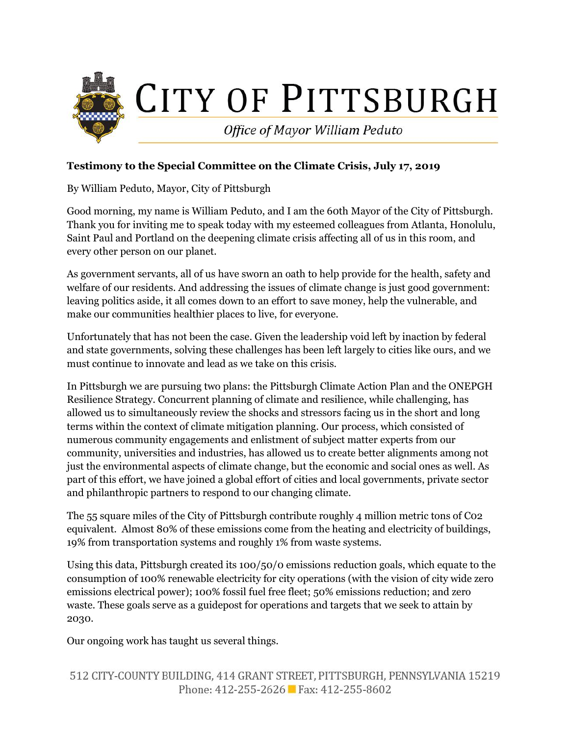# CITY OF PITTSBURGH

*Office of Mayor William Peduto*

**Testimony to the Special Committee on the Climate Crisis, July 17, 2019**

By William Peduto, Mayor, City of Pittsburgh

Good morning, my name is William Peduto, and I am the 60th Mayor of the City of Pittsburgh. Thank you for inviting me to speak today with my esteemed colleagues from Atlanta, Honolulu, Saint Paul and Portland on the deepening climate crisis affecting all of us in this room, and every other person on our planet.

As government servants, all of us have sworn an oath to help provide for the health, safety and welfare of our residents. And addressing the issues of climate change is just good government: leaving politics aside, it all comes down to an effort to save money, help the vulnerable, and make our communities healthier places to live, for everyone.

Unfortunately that has not been the case. Given the leadership void left by inaction by federal and state governments, solving these challenges has been left largely to cities like ours, and we must continue to innovate and lead as we take on this crisis.

In Pittsburgh we are pursuing two plans: the Pittsburgh Climate Action Plan and the ONEPGH Resilience Strategy. Concurrent planning of climate and resilience, while challenging, has allowed us to simultaneously review the shocks and stressors facing us in the short and long terms within the context of climate mitigation planning. Our process, which consisted of numerous community engagements and enlistment of subject matter experts from our community, universities and industries, has allowed us to create better alignments among not just the environmental aspects of climate change, but the economic and social ones as well. As part of this effort, we have joined a global effort of cities and local governments, private sector and philanthropic partners to respond to our changing climate.

The 55 square miles of the City of Pittsburgh contribute roughly 4 million metric tons of $Co_2$ equivalent. Almost 80% of these emissions come from the heating and electricity of buildings, 19% from transportation systems and roughly 1% from waste systems.

Using this data, Pittsburgh created its 100/50/0 emissions reduction goals, which equate to the consumption of 100% renewable electricity for city operations (with the vision of city wide zero emissions electrical power); 100% fossil fuel free fleet; 50% emissions reduction; and zero waste. These goals serve as a guidepost for operations and targets that we seek to attain by 2030.

Our ongoing work has taught us several things.

512 CITY-COUNTY BUILDING, 414 GRANT STREET, PITTSBURGH, PENNSYLVANIA 15219
Phone: 412-255-2626 Fax: 412-255-8602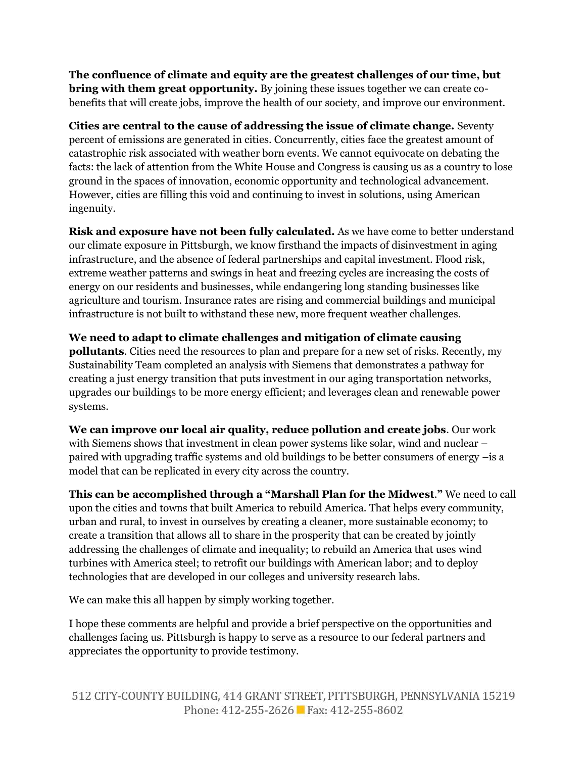**The confluence of climate and equity are the greatest challenges of our time, but bring with them great opportunity.** By joining these issues together we can create co-benefits that will create jobs, improve the health of our society, and improve our environment.

**Cities are central to the cause of addressing the issue of climate change.** Seventy percent of emissions are generated in cities. Concurrently, cities face the greatest amount of catastrophic risk associated with weather born events. We cannot equivocate on debating the facts: the lack of attention from the White House and Congress is causing us as a country to lose ground in the spaces of innovation, economic opportunity and technological advancement. However, cities are filling this void and continuing to invest in solutions, using American ingenuity.

**Risk and exposure have not been fully calculated.** As we have come to better understand our climate exposure in Pittsburgh, we know firsthand the impacts of disinvestment in aging infrastructure, and the absence of federal partnerships and capital investment. Flood risk, extreme weather patterns and swings in heat and freezing cycles are increasing the costs of energy on our residents and businesses, while endangering long standing businesses like agriculture and tourism. Insurance rates are rising and commercial buildings and municipal infrastructure is not built to withstand these new, more frequent weather challenges.

**We need to adapt to climate challenges and mitigation of climate causing pollutants**. Cities need the resources to plan and prepare for a new set of risks. Recently, my Sustainability Team completed an analysis with Siemens that demonstrates a pathway for creating a just energy transition that puts investment in our aging transportation networks, upgrades our buildings to be more energy efficient; and leverages clean and renewable power systems.

**We can improve our local air quality, reduce pollution and create jobs**. Our work with Siemens shows that investment in clean power systems like solar, wind and nuclear – paired with upgrading traffic systems and old buildings to be better consumers of energy –is a model that can be replicated in every city across the country.

**This can be accomplished through a "Marshall Plan for the Midwest**.**"** We need to call upon the cities and towns that built America to rebuild America. That helps every community, urban and rural, to invest in ourselves by creating a cleaner, more sustainable economy; to create a transition that allows all to share in the prosperity that can be created by jointly addressing the challenges of climate and inequality; to rebuild an America that uses wind turbines with America steel; to retrofit our buildings with American labor; and to deploy technologies that are developed in our colleges and university research labs.

We can make this all happen by simply working together.

I hope these comments are helpful and provide a brief perspective on the opportunities and challenges facing us. Pittsburgh is happy to serve as a resource to our federal partners and appreciates the opportunity to provide testimony.

512 CITY-COUNTY BUILDING, 414 GRANT STREET, PITTSBURGH, PENNSYLVANIA 15219
Phone: 412-255-2626 ■ Fax: 412-255-8602